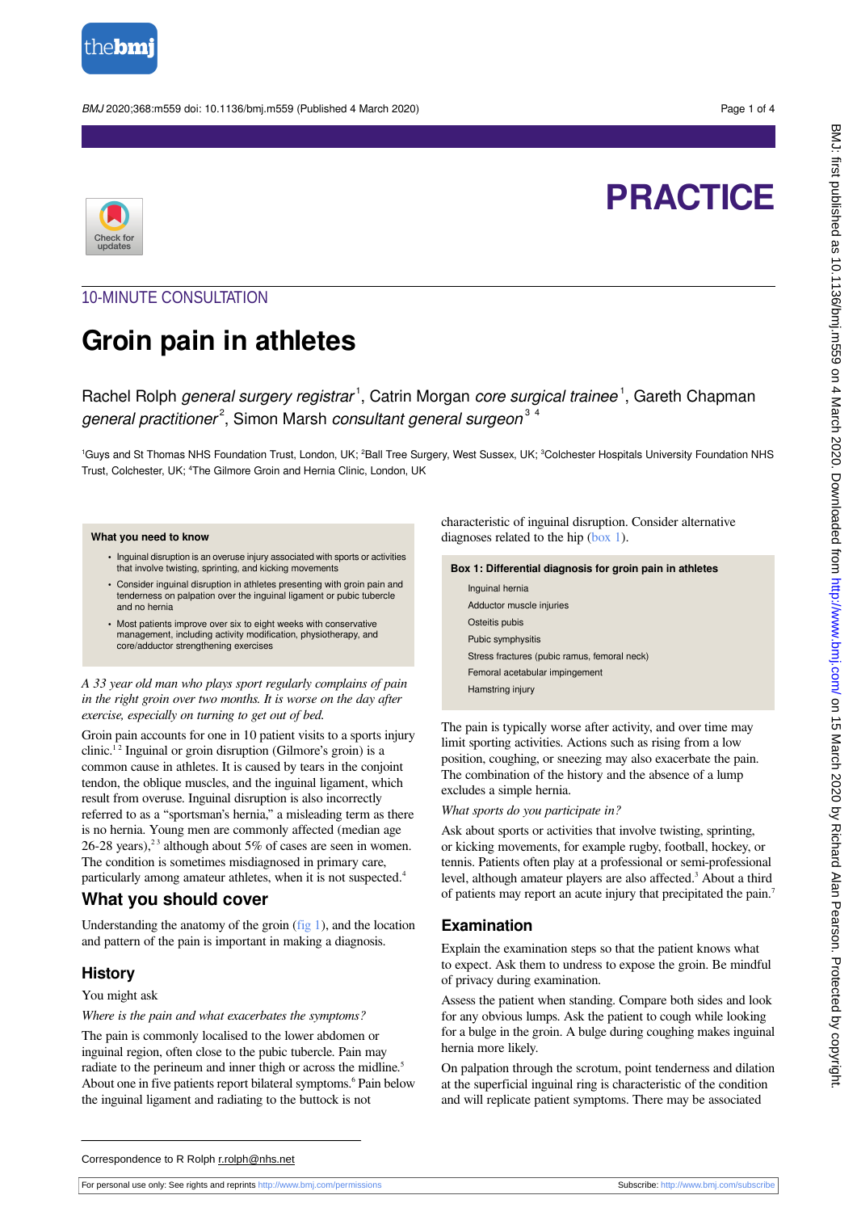PRACTICE

10-MINUTE CONSULTATION

# Groin pain in athletes

Rachel Rolph *general surgery registrar*[1], Catrin Morgan *core surgical trainee*[1], Gareth Chapman *general practitioner*[2], Simon Marsh *consultant general surgeon*[3 4]

[1]Guys and St Thomas NHS Foundation Trust, London, UK; [2]Ball Tree Surgery, West Sussex, UK; [3]Colchester Hospitals University Foundation NHS Trust, Colchester, UK; [4]The Gilmore Groin and Hernia Clinic, London, UK

**What you need to know**

- Inguinal disruption is an overuse injury associated with sports or activities that involve twisting, sprinting, and kicking movements
- Consider inguinal disruption in athletes presenting with groin pain and tenderness on palpation over the inguinal ligament or pubic tubercle and no hernia
- Most patients improve over six to eight weeks with conservative management, including activity modification, physiotherapy, and core/adductor strengthening exercises

*A 33 year old man who plays sport regularly complains of pain in the right groin over two months. It is worse on the day after exercise, especially on turning to get out of bed.*

Groin pain accounts for one in 10 patient visits to a sports injury clinic.[1 2] Inguinal or groin disruption (Gilmore's groin) is a common cause in athletes. It is caused by tears in the conjoint tendon, the oblique muscles, and the inguinal ligament, which result from overuse. Inguinal disruption is also incorrectly referred to as a "sportsman's hernia," a misleading term as there is no hernia. Young men are commonly affected (median age 26-28 years),[2 3] although about 5% of cases are seen in women. The condition is sometimes misdiagnosed in primary care, particularly among amateur athletes, when it is not suspected.[4]

## What you should cover

Understanding the anatomy of the groin (fig 1), and the location and pattern of the pain is important in making a diagnosis.

### History

You might ask

*Where is the pain and what exacerbates the symptoms?*

The pain is commonly localised to the lower abdomen or inguinal region, often close to the pubic tubercle. Pain may radiate to the perineum and inner thigh or across the midline.[5] About one in five patients report bilateral symptoms.[6] Pain below the inguinal ligament and radiating to the buttock is not characteristic of inguinal disruption. Consider alternative diagnoses related to the hip (box 1).

**Box 1: Differential diagnosis for groin pain in athletes**

- Inguinal hernia
- Adductor muscle injuries
- Osteitis pubis
- Pubic symphysitis
- Stress fractures (pubic ramus, femoral neck)
- Femoral acetabular impingement
- Hamstring injury

The pain is typically worse after activity, and over time may limit sporting activities. Actions such as rising from a low position, coughing, or sneezing may also exacerbate the pain. The combination of the history and the absence of a lump excludes a simple hernia.

*What sports do you participate in?*

Ask about sports or activities that involve twisting, sprinting, or kicking movements, for example rugby, football, hockey, or tennis. Patients often play at a professional or semi-professional level, although amateur players are also affected.[3] About a third of patients may report an acute injury that precipitated the pain.[7]

## Examination

Explain the examination steps so that the patient knows what to expect. Ask them to undress to expose the groin. Be mindful of privacy during examination.

Assess the patient when standing. Compare both sides and look for any obvious lumps. Ask the patient to cough while looking for a bulge in the groin. A bulge during coughing makes inguinal hernia more likely.

On palpation through the scrotum, point tenderness and dilation at the superficial inguinal ring is characteristic of the condition and will replicate patient symptoms. There may be associated

Correspondence to R Rolph r.rolph@nhs.net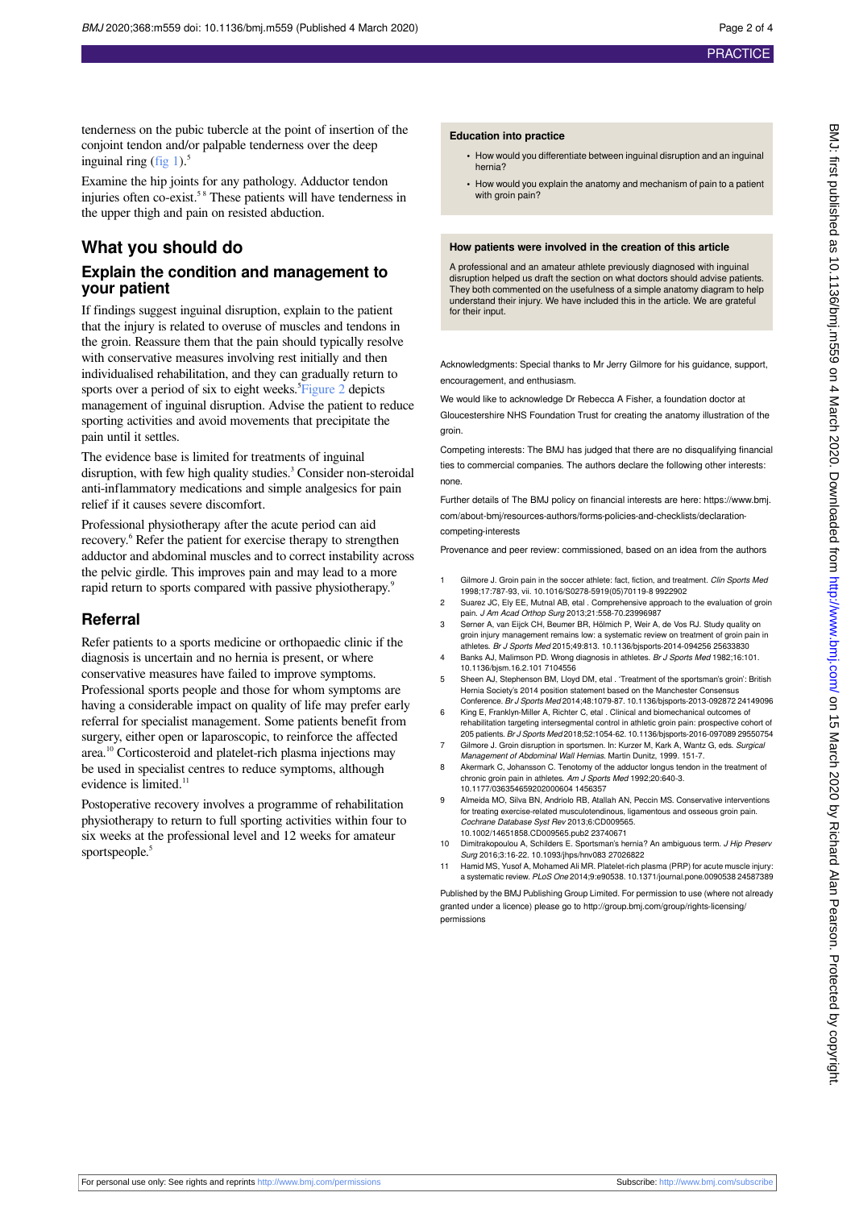tenderness on the pubic tubercle at the point of insertion of the conjoint tendon and/or palpable tenderness over the deep inguinal ring (fig 1).[5]

Examine the hip joints for any pathology. Adductor tendon injuries often co-exist.[5 8] These patients will have tenderness in the upper thigh and pain on resisted abduction.

## What you should do

### Explain the condition and management to your patient

If findings suggest inguinal disruption, explain to the patient that the injury is related to overuse of muscles and tendons in the groin. Reassure them that the pain should typically resolve with conservative measures involving rest initially and then individualised rehabilitation, and they can gradually return to sports over a period of six to eight weeks.[5] Figure 2 depicts management of inguinal disruption. Advise the patient to reduce sporting activities and avoid movements that precipitate the pain until it settles.

The evidence base is limited for treatments of inguinal disruption, with few high quality studies.[3] Consider non-steroidal anti-inflammatory medications and simple analgesics for pain relief if it causes severe discomfort.

Professional physiotherapy after the acute period can aid recovery.[6] Refer the patient for exercise therapy to strengthen adductor and abdominal muscles and to correct instability across the pelvic girdle. This improves pain and may lead to a more rapid return to sports compared with passive physiotherapy.[9]

### Referral

Refer patients to a sports medicine or orthopaedic clinic if the diagnosis is uncertain and no hernia is present, or where conservative measures have failed to improve symptoms. Professional sports people and those for whom symptoms are having a considerable impact on quality of life may prefer early referral for specialist management. Some patients benefit from surgery, either open or laparoscopic, to reinforce the affected area.[10] Corticosteroid and platelet-rich plasma injections may be used in specialist centres to reduce symptoms, although evidence is limited.[11]

Postoperative recovery involves a programme of rehabilitation physiotherapy to return to full sporting activities within four to six weeks at the professional level and 12 weeks for amateur sportspeople.[5]

**Education into practice**

- How would you differentiate between inguinal disruption and an inguinal hernia?
- How would you explain the anatomy and mechanism of pain to a patient with groin pain?

**How patients were involved in the creation of this article**

A professional and an amateur athlete previously diagnosed with inguinal disruption helped us draft the section on what doctors should advise patients. They both commented on the usefulness of a simple anatomy diagram to help understand their injury. We have included this in the article. We are grateful for their input.

Acknowledgments: Special thanks to Mr Jerry Gilmore for his guidance, support, encouragement, and enthusiasm.

We would like to acknowledge Dr Rebecca A Fisher, a foundation doctor at Gloucestershire NHS Foundation Trust for creating the anatomy illustration of the groin.

Competing interests: The BMJ has judged that there are no disqualifying financial ties to commercial companies. The authors declare the following other interests: none.

Further details of The BMJ policy on financial interests are here: https://www.bmj.com/about-bmj/resources-authors/forms-policies-and-checklists/declaration-competing-interests

Provenance and peer review: commissioned, based on an idea from the authors

1. Gilmore J. Groin pain in the soccer athlete: fact, fiction, and treatment. *Clin Sports Med* 1998;17:787-93, vii. 10.1016/S0278-5919(05)70119-8 9922902
2. Suarez JC, Ely EE, Mutnal AB, etal . Comprehensive approach to the evaluation of groin pain. *J Am Acad Orthop Surg* 2013;21:558-70.23996987
3. Serner A, van Eijck CH, Beumer BR, Hölmich P, Weir A, de Vos RJ. Study quality on groin injury management remains low: a systematic review on treatment of groin pain in athletes. *Br J Sports Med* 2015;49:813. 10.1136/bjsports-2014-094256 25633830
4. Banks AJ, Malimson PD. Wrong diagnosis in athletes. *Br J Sports Med* 1982;16:101. 10.1136/bjsm.16.2.101 7104556
5. Sheen AJ, Stephenson BM, Lloyd DM, etal . 'Treatment of the sportsman's groin': British Hernia Society's 2014 position statement based on the Manchester Consensus Conference. *Br J Sports Med* 2014;48:1079-87. 10.1136/bjsports-2013-092872 24149096
6. King E, Franklyn-Miller A, Richter C, etal . Clinical and biomechanical outcomes of rehabilitation targeting intersegmental control in athletic groin pain: prospective cohort of 205 patients. *Br J Sports Med* 2018;52:1054-62. 10.1136/bjsports-2016-097089 29550754
7. Gilmore J. Groin disruption in sportsmen. In: Kurzer M, Kark A, Wantz G, eds. *Surgical Management of Abdominal Wall Hernias*. Martin Dunitz, 1999. 151-7.
8. Akermark C, Johansson C. Tenotomy of the adductor longus tendon in the treatment of chronic groin pain in athletes. *Am J Sports Med* 1992;20:640-3. 10.1177/036354659202000604 1456357
9. Almeida MO, Silva BN, Andriolo RB, Atallah AN, Peccin MS. Conservative interventions for treating exercise-related musculotendinous, ligamentous and osseous groin pain. *Cochrane Database Syst Rev* 2013;6:CD009565. 10.1002/14651858.CD009565.pub2 23740671
10. Dimitrakopoulou A, Schilders E. Sportsman's hernia? An ambiguous term. *J Hip Preserv Surg* 2016;3:16-22. 10.1093/jhps/hnv083 27026822
11. Hamid MS, Yusof A, Mohamed Ali MR. Platelet-rich plasma (PRP) for acute muscle injury: a systematic review. *PLoS One* 2014;9:e90538. 10.1371/journal.pone.0090538 24587389

Published by the BMJ Publishing Group Limited. For permission to use (where not already granted under a licence) please go to http://group.bmj.com/group/rights-licensing/permissions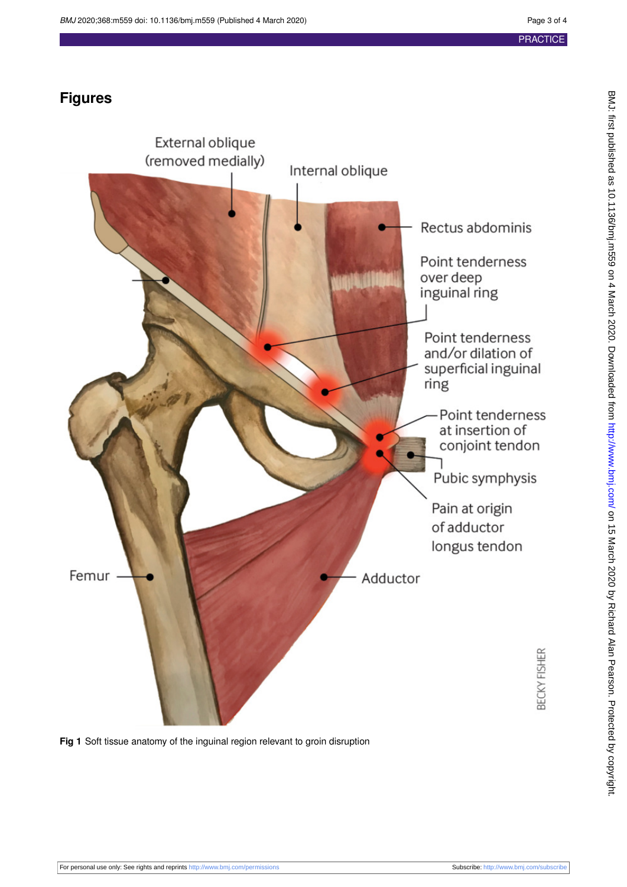## Figures

Fig 1 Soft tissue anatomy of the inguinal region relevant to groin disruption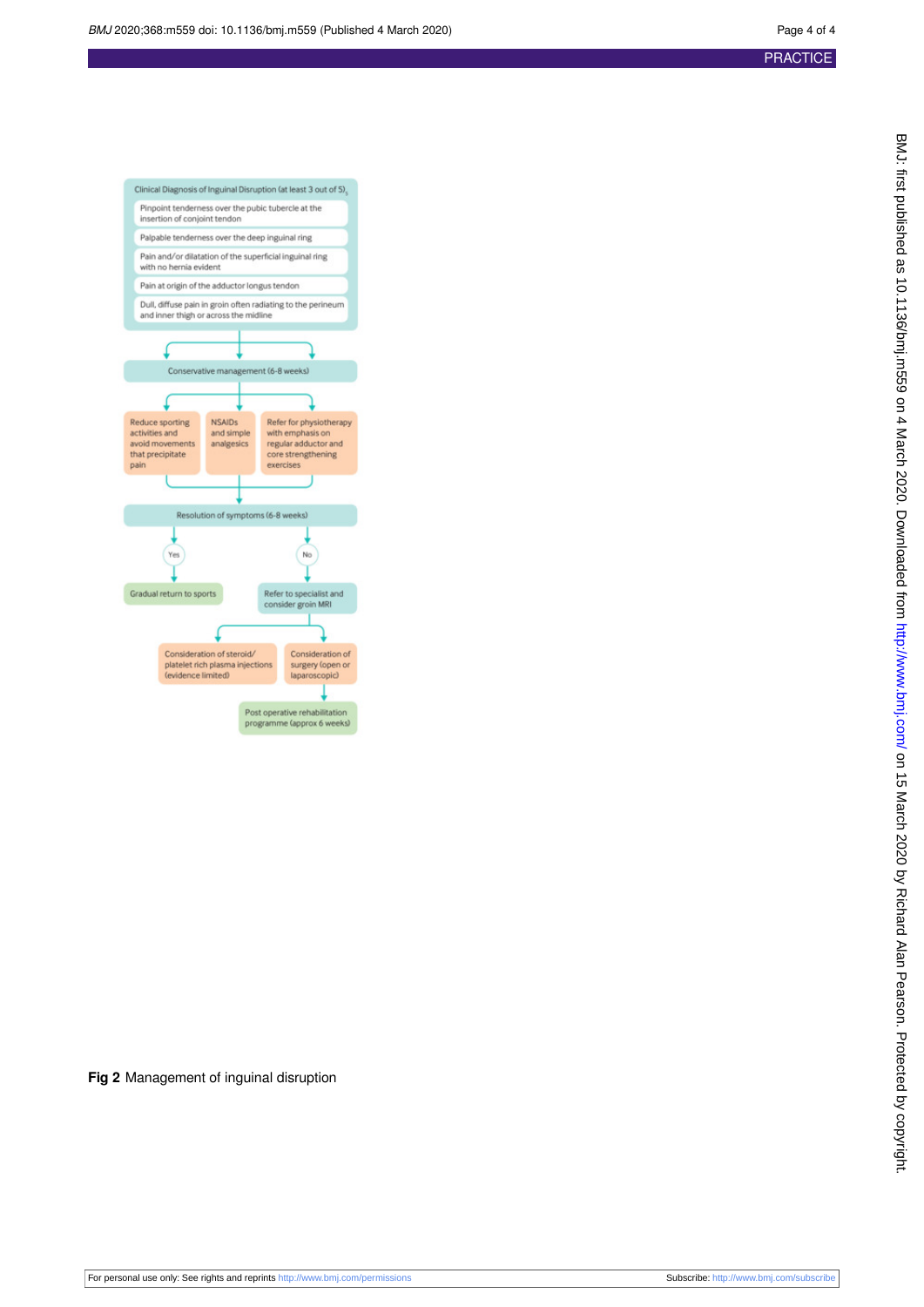Clinical Diagnosis of Inguinal Disruption (at least 3 out of 5)

Pinpoint tenderness over the pubic tubercle at the insertion of conjoint tendon

Palpable tenderness over the deep inguinal ring

Pain and/or dilatation of the superficial inguinal ring with no hernia evident

Pain at origin of the adductor longus tendon

Dull, diffuse pain in groin often radiating to the perineum and inner thigh or across the midline

Conservative management (6-8 weeks)

Reduce sporting activities and avoid movements that precipitate pain

NSAIDs and simple analgesics

Refer for physiotherapy with emphasis on regular adductor and core strengthening exercises

Resolution of symptoms (6-8 weeks)

Yes

No

Gradual return to sports

Refer to specialist and consider groin MRI

Consideration of steroid/ platelet rich plasma injections (evidence limited)

Consideration of surgery (open or laparoscopic)

Post operative rehabilitation programme (approx 6 weeks)

**Fig 2** Management of inguinal disruption